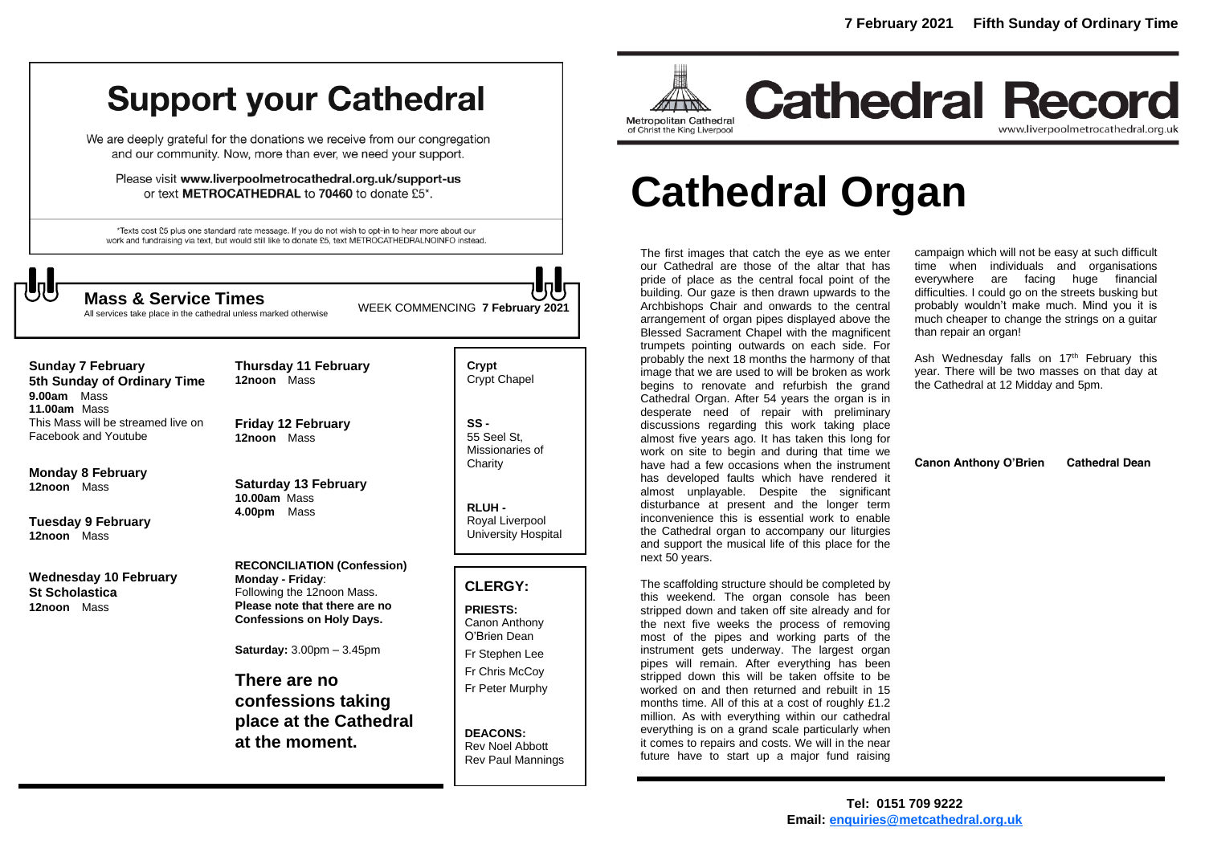# Support your Cathedral

We are deeply grateful for the donations we receive from our congregation and our community. Now, more than ever, we need your support.

Please visit **www.liverpoolmetrocathedral.org.uk/support-us** or text **METROCATHEDRAL** to **70460** to donate £5*.

*Texts cost £5 plus one standard rate message. If you do not wish to opt-in to hear more about our work and fundraising via text, but would still like to donate £5, text METROCATHEDRALNOINFO instead.

## Mass & Service Times

All services take place in the cathedral unless marked otherwise

WEEK COMMENCING **7 February 2021**

**Sunday 7 February**
**5th Sunday of Ordinary Time**
**9.00am** Mass
**11.00am** Mass
This Mass will be streamed live on Facebook and Youtube

**Monday 8 February**
**12noon** Mass

**Tuesday 9 February**
**12noon** Mass

**Wednesday 10 February**
**St Scholastica**
**12noon** Mass

**Thursday 11 February**
**12noon** Mass

**Friday 12 February**
**12noon** Mass

**Saturday 13 February**
**10.00am** Mass
**4.00pm** Mass

**RECONCILIATION (Confession)**
**Monday - Friday**: Following the 12noon Mass.
**Please note that there are no Confessions on Holy Days.**

**Saturday:** 3.00pm – 3.45pm

**There are no confessions taking place at the Cathedral at the moment.**

**Crypt** Crypt Chapel

**SS -** 55 Seel St, Missionaries of Charity

**RLUH -** Royal Liverpool University Hospital

## CLERGY:

**PRIESTS:**
Canon Anthony O'Brien Dean
Fr Stephen Lee
Fr Chris McCoy
Fr Peter Murphy

**DEACONS:**
Rev Noel Abbott
Rev Paul Mannings

**7 February 2021 Fifth Sunday of Ordinary Time**

Metropolitan Cathedral of Christ the King Liverpool

# Cathedral Record

www.liverpoolmetrocathedral.org.uk

# Cathedral Organ

The first images that catch the eye as we enter our Cathedral are those of the altar that has pride of place as the central focal point of the building. Our gaze is then drawn upwards to the Archbishops Chair and onwards to the central arrangement of organ pipes displayed above the Blessed Sacrament Chapel with the magnificent trumpets pointing outwards on each side. For probably the next 18 months the harmony of that image that we are used to will be broken as work begins to renovate and refurbish the grand Cathedral Organ. After 54 years the organ is in desperate need of repair with preliminary discussions regarding this work taking place almost five years ago. It has taken this long for work on site to begin and during that time we have had a few occasions when the instrument has developed faults which have rendered it almost unplayable. Despite the significant disturbance at present and the longer term inconvenience this is essential work to enable the Cathedral organ to accompany our liturgies and support the musical life of this place for the next 50 years.

The scaffolding structure should be completed by this weekend. The organ console has been stripped down and taken off site already and for the next five weeks the process of removing most of the pipes and working parts of the instrument gets underway. The largest organ pipes will remain. After everything has been stripped down this will be taken offsite to be worked on and then returned and rebuilt in 15 months time. All of this at a cost of roughly £1.2 million. As with everything within our cathedral everything is on a grand scale particularly when it comes to repairs and costs. We will in the near future have to start up a major fund raising campaign which will not be easy at such difficult time when individuals and organisations everywhere are facing huge financial difficulties. I could go on the streets busking but probably wouldn't make much. Mind you it is much cheaper to change the strings on a guitar than repair an organ!

Ash Wednesday falls on 17th February this year. There will be two masses on that day at the Cathedral at 12 Midday and 5pm.

**Canon Anthony O'Brien Cathedral Dean**

**Tel: 0151 709 9222**
**Email: enquiries@metcathedral.org.uk**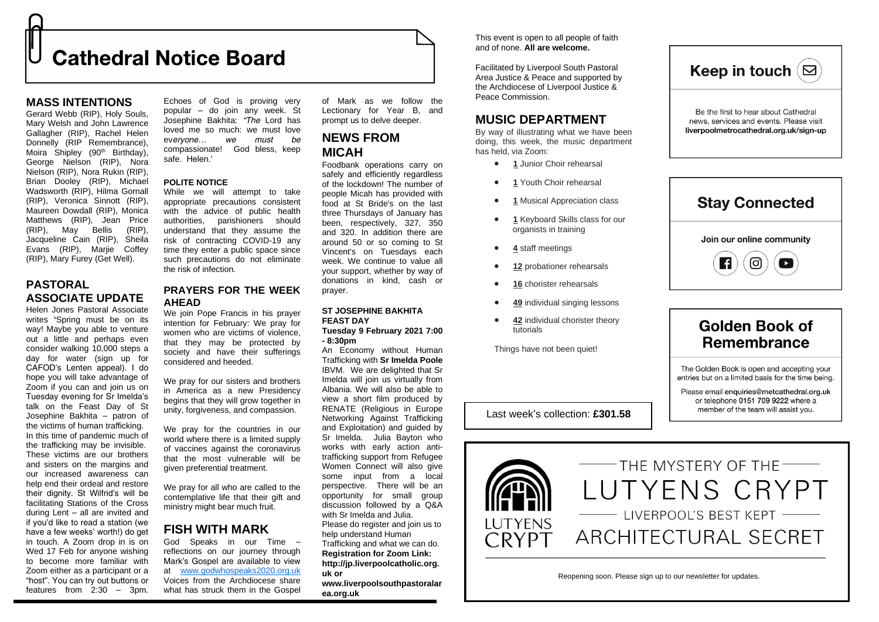# Cathedral Notice Board

## MASS INTENTIONS

Gerard Webb (RIP), Holy Souls, Mary Welsh and John Lawrence Gallagher (RIP), Rachel Helen Donnelly (RIP Remembrance), Moira Shipley (90th Birthday), George Nielson (RIP), Nora Nielson (RIP), Nora Rukin (RIP), Brian Dooley (RIP), Michael Wadsworth (RIP), Hilma Gornall (RIP), Veronica Sinnott (RIP), Maureen Dowdall (RIP), Monica Matthews (RIP), Jean Price (RIP), May Bellis (RIP), Jacqueline Cain (RIP), Sheila Evans (RIP), Marjie Coffey (RIP), Mary Furey (Get Well).

## PASTORAL ASSOCIATE UPDATE

Helen Jones Pastoral Associate writes 'Spring must be on its way! Maybe you able to venture out a little and perhaps even consider walking 10,000 steps a day for water (sign up for CAFOD's Lenten appeal). I do hope you will take advantage of Zoom if you can and join us on Tuesday evening for Sr Imelda's talk on the Feast Day of St Josephine Bakhita – patron of the victims of human trafficking. In this time of pandemic much of the trafficking may be invisible. These victims are our brothers and sisters on the margins and our increased awareness can help end their ordeal and restore their dignity. St Wilfrid's will be facilitating Stations of the Cross during Lent – all are invited and if you'd like to read a station (we have a few weeks' worth!) do get in touch. A Zoom drop in is on Wed 17 Feb for anyone wishing to become more familiar with Zoom either as a participant or a "host". You can try out buttons or features from 2:30 – 3pm. Echoes of God is proving very popular – do join any week. St Josephine Bakhita: *"The Lord has loved me so much: we must love everyone… we must be compassionate!* God bless, keep safe. Helen.'

#### POLITE NOTICE

While we will attempt to take appropriate precautions consistent with the advice of public health authorities, parishioners should understand that they assume the risk of contracting COVID-19 any time they enter a public space since such precautions do not eliminate the risk of infection.

### PRAYERS FOR THE WEEK AHEAD

We join Pope Francis in his prayer intention for February: We pray for women who are victims of violence, that they may be protected by society and have their sufferings considered and heeded.

We pray for our sisters and brothers in America as a new Presidency begins that they will grow together in unity, forgiveness, and compassion.

We pray for the countries in our world where there is a limited supply of vaccines against the coronavirus that the most vulnerable will be given preferential treatment.

We pray for all who are called to the contemplative life that their gift and ministry might bear much fruit.

## FISH WITH MARK

God Speaks in our Time – reflections on our journey through Mark's Gospel are available to view at www.godwhospeaks2020.org.uk Voices from the Archdiocese share what has struck them in the Gospel of Mark as we follow the Lectionary for Year B, and prompt us to delve deeper.

## NEWS FROM MICAH

Foodbank operations carry on safely and efficiently regardless of the lockdown! The number of people Micah has provided with food at St Bride's on the last three Thursdays of January has been, respectively, 327, 350 and 320. In addition there are around 50 or so coming to St Vincent's on Tuesdays each week. We continue to value all your support, whether by way of donations in kind, cash or prayer.

#### ST JOSEPHINE BAKHITA FEAST DAY

**Tuesday 9 February 2021 7:00 - 8:30pm**

An Economy without Human Trafficking with **Sr Imelda Poole** IBVM. We are delighted that Sr Imelda will join us virtually from Albania. We will also be able to view a short film produced by RENATE (Religious in Europe Networking Against Trafficking and Exploitation) and guided by Sr Imelda. Julia Bayton who works with early action anti-trafficking support from Refugee Women Connect will also give some input from a local perspective. There will be an opportunity for small group discussion followed by a Q&A with Sr Imelda and Julia.

Please do register and join us to help understand Human Trafficking and what we can do.

**Registration for Zoom Link: http://jp.liverpoolcatholic.org.uk or www.liverpoolsouthpastoralarea.org.uk**

This event is open to all people of faith and of none. **All are welcome.**

Facilitated by Liverpool South Pastoral Area Justice & Peace and supported by the Archdiocese of Liverpool Justice & Peace Commission.

## MUSIC DEPARTMENT

By way of illustrating what we have been doing, this week, the music department has held, via Zoom:

- **1** Junior Choir rehearsal
- **1** Youth Choir rehearsal
- **1** Musical Appreciation class
- **1** Keyboard Skills class for our organists in training
- **4** staff meetings
- **12** probationer rehearsals
- **16** chorister rehearsals
- **49** individual singing lessons
- **42** individual chorister theory tutorials

Things have not been quiet!

Last week's collection: **£301.58**

## Keep in touch

Be the first to hear about Cathedral news, services and events. Please visit **liverpoolmetrocathedral.org.uk/sign-up**

## Stay Connected

Join our online community

## Golden Book of Remembrance

The Golden Book is open and accepting your entries but on a limited basis for the time being.

Please email enquiries@metcathedral.org.uk or telephone 0151 709 9222 where a member of the team will assist you.

LUTYENS CRYPT

THE MYSTERY OF THE LUTYENS CRYPT

LIVERPOOL'S BEST KEPT ARCHITECTURAL SECRET

Reopening soon. Please sign up to our newsletter for updates.